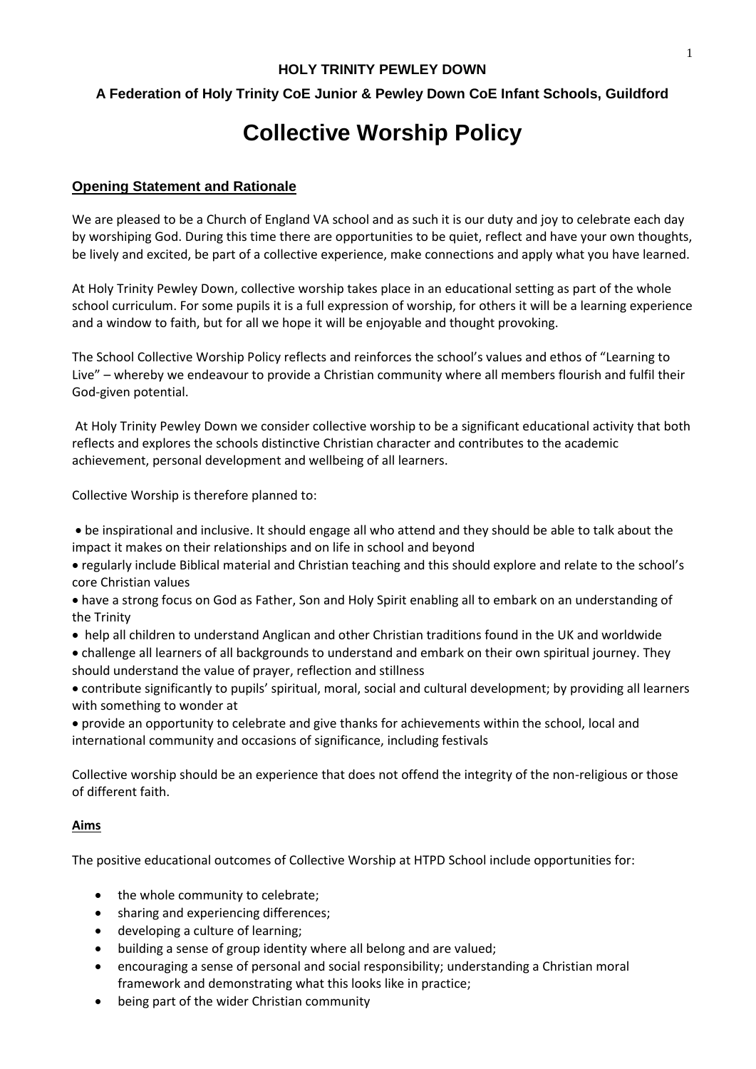**HOLY TRINITY PEWLEY DOWN**

**A Federation of Holy Trinity CoE Junior & Pewley Down CoE Infant Schools, Guildford**

# Collective Worship Policy

## Opening Statement and Rationale

We are pleased to be a Church of England VA school and as such it is our duty and joy to celebrate each day by worshiping God. During this time there are opportunities to be quiet, reflect and have your own thoughts, be lively and excited, be part of a collective experience, make connections and apply what you have learned.

At Holy Trinity Pewley Down, collective worship takes place in an educational setting as part of the whole school curriculum. For some pupils it is a full expression of worship, for others it will be a learning experience and a window to faith, but for all we hope it will be enjoyable and thought provoking.

The School Collective Worship Policy reflects and reinforces the school's values and ethos of "Learning to Live" – whereby we endeavour to provide a Christian community where all members flourish and fulfil their God-given potential.

At Holy Trinity Pewley Down we consider collective worship to be a significant educational activity that both reflects and explores the schools distinctive Christian character and contributes to the academic achievement, personal development and wellbeing of all learners.

Collective Worship is therefore planned to:

- be inspirational and inclusive. It should engage all who attend and they should be able to talk about the impact it makes on their relationships and on life in school and beyond
- regularly include Biblical material and Christian teaching and this should explore and relate to the school's core Christian values
- have a strong focus on God as Father, Son and Holy Spirit enabling all to embark on an understanding of the Trinity
- help all children to understand Anglican and other Christian traditions found in the UK and worldwide
- challenge all learners of all backgrounds to understand and embark on their own spiritual journey. They should understand the value of prayer, reflection and stillness
- contribute significantly to pupils' spiritual, moral, social and cultural development; by providing all learners with something to wonder at
- provide an opportunity to celebrate and give thanks for achievements within the school, local and international community and occasions of significance, including festivals

Collective worship should be an experience that does not offend the integrity of the non-religious or those of different faith.

## Aims

The positive educational outcomes of Collective Worship at HTPD School include opportunities for:

- the whole community to celebrate;
- sharing and experiencing differences;
- developing a culture of learning;
- building a sense of group identity where all belong and are valued;
- encouraging a sense of personal and social responsibility; understanding a Christian moral framework and demonstrating what this looks like in practice;
- being part of the wider Christian community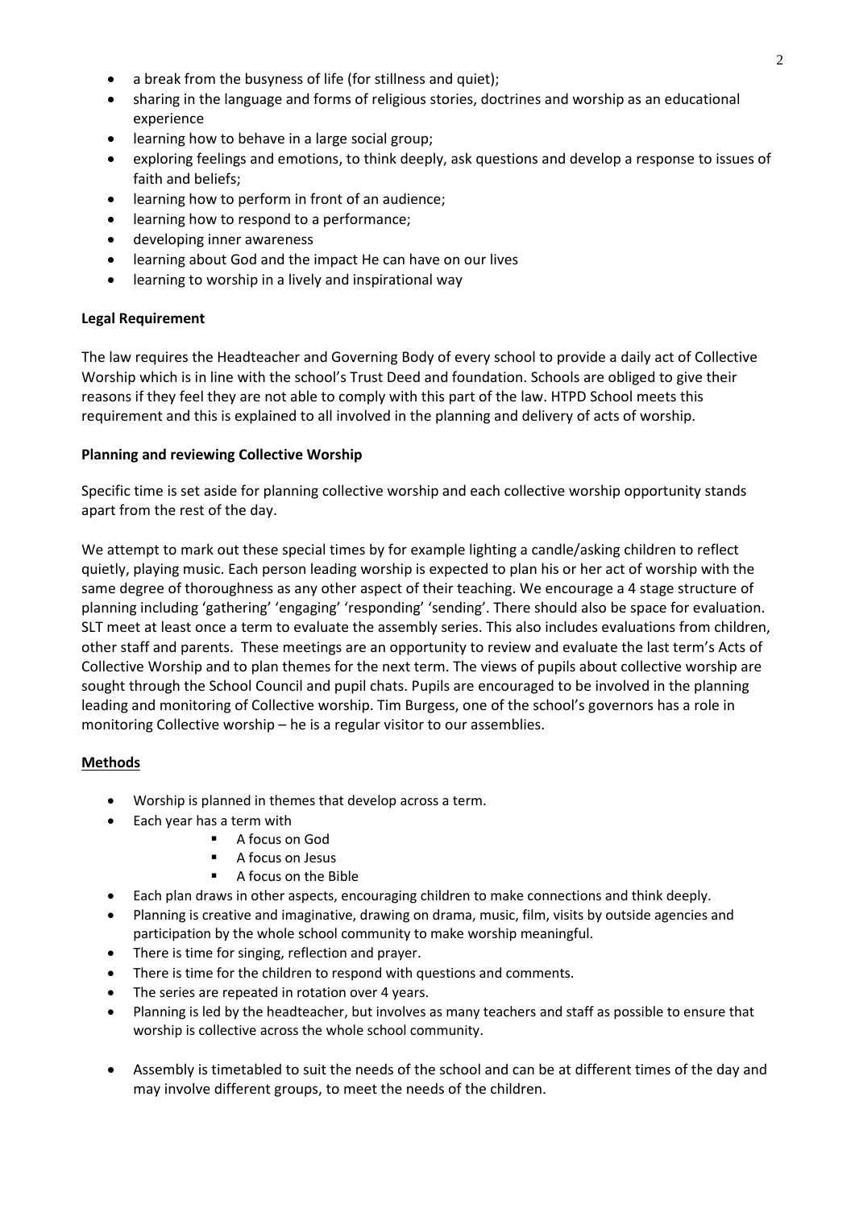- a break from the busyness of life (for stillness and quiet);
- sharing in the language and forms of religious stories, doctrines and worship as an educational experience
- learning how to behave in a large social group;
- exploring feelings and emotions, to think deeply, ask questions and develop a response to issues of faith and beliefs;
- learning how to perform in front of an audience;
- learning how to respond to a performance;
- developing inner awareness
- learning about God and the impact He can have on our lives
- learning to worship in a lively and inspirational way

**Legal Requirement**

The law requires the Headteacher and Governing Body of every school to provide a daily act of Collective Worship which is in line with the school's Trust Deed and foundation. Schools are obliged to give their reasons if they feel they are not able to comply with this part of the law. HTPD School meets this requirement and this is explained to all involved in the planning and delivery of acts of worship.

**Planning and reviewing Collective Worship**

Specific time is set aside for planning collective worship and each collective worship opportunity stands apart from the rest of the day.

We attempt to mark out these special times by for example lighting a candle/asking children to reflect quietly, playing music. Each person leading worship is expected to plan his or her act of worship with the same degree of thoroughness as any other aspect of their teaching. We encourage a 4 stage structure of planning including 'gathering' 'engaging' 'responding' 'sending'. There should also be space for evaluation. SLT meet at least once a term to evaluate the assembly series. This also includes evaluations from children, other staff and parents. These meetings are an opportunity to review and evaluate the last term's Acts of Collective Worship and to plan themes for the next term. The views of pupils about collective worship are sought through the School Council and pupil chats. Pupils are encouraged to be involved in the planning leading and monitoring of Collective worship. Tim Burgess, one of the school's governors has a role in monitoring Collective worship – he is a regular visitor to our assemblies.

**Methods**

- Worship is planned in themes that develop across a term.
- Each year has a term with
  - A focus on God
  - A focus on Jesus
  - A focus on the Bible
- Each plan draws in other aspects, encouraging children to make connections and think deeply.
- Planning is creative and imaginative, drawing on drama, music, film, visits by outside agencies and participation by the whole school community to make worship meaningful.
- There is time for singing, reflection and prayer.
- There is time for the children to respond with questions and comments.
- The series are repeated in rotation over 4 years.
- Planning is led by the headteacher, but involves as many teachers and staff as possible to ensure that worship is collective across the whole school community.
- Assembly is timetabled to suit the needs of the school and can be at different times of the day and may involve different groups, to meet the needs of the children.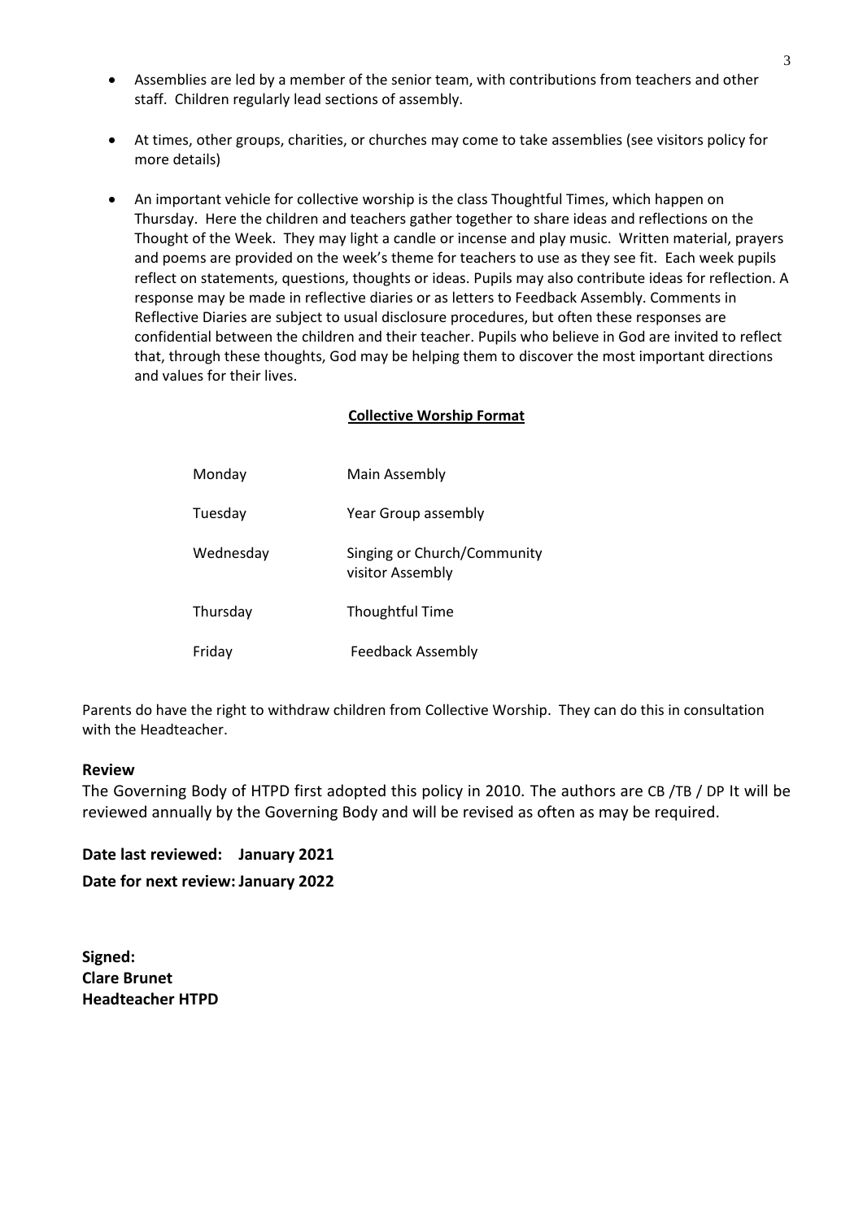- Assemblies are led by a member of the senior team, with contributions from teachers and other staff. Children regularly lead sections of assembly.

- At times, other groups, charities, or churches may come to take assemblies (see visitors policy for more details)

- An important vehicle for collective worship is the class Thoughtful Times, which happen on Thursday. Here the children and teachers gather together to share ideas and reflections on the Thought of the Week. They may light a candle or incense and play music. Written material, prayers and poems are provided on the week's theme for teachers to use as they see fit. Each week pupils reflect on statements, questions, thoughts or ideas. Pupils may also contribute ideas for reflection. A response may be made in reflective diaries or as letters to Feedback Assembly. Comments in Reflective Diaries are subject to usual disclosure procedures, but often these responses are confidential between the children and their teacher. Pupils who believe in God are invited to reflect that, through these thoughts, God may be helping them to discover the most important directions and values for their lives.

**Collective Worship Format**

| | |
|---|---|
| Monday | Main Assembly |
| Tuesday | Year Group assembly |
| Wednesday | Singing or Church/Community visitor Assembly |
| Thursday | Thoughtful Time |
| Friday | Feedback Assembly |

Parents do have the right to withdraw children from Collective Worship. They can do this in consultation with the Headteacher.

### Review

The Governing Body of HTPD first adopted this policy in 2010. The authors are CB /TB / DP It will be reviewed annually by the Governing Body and will be revised as often as may be required.

**Date last reviewed: January 2021**

**Date for next review: January 2022**

**Signed:**
**Clare Brunet**
**Headteacher HTPD**